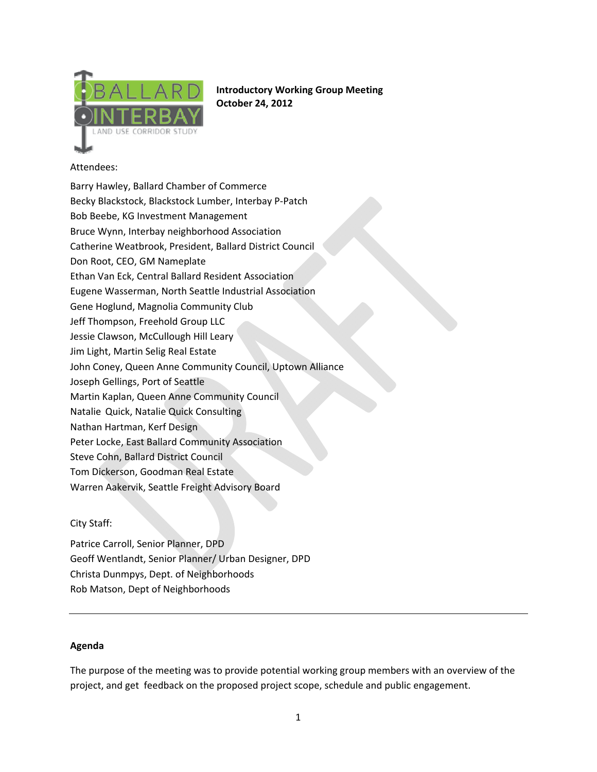**Introductory Working Group Meeting**
**October 24, 2012**

Attendees:

Barry Hawley, Ballard Chamber of Commerce
Becky Blackstock, Blackstock Lumber, Interbay P-Patch
Bob Beebe, KG Investment Management
Bruce Wynn, Interbay neighborhood Association
Catherine Weatbrook, President, Ballard District Council
Don Root, CEO, GM Nameplate
Ethan Van Eck, Central Ballard Resident Association
Eugene Wasserman, North Seattle Industrial Association
Gene Hoglund, Magnolia Community Club
Jeff Thompson, Freehold Group LLC
Jessie Clawson, McCullough Hill Leary
Jim Light, Martin Selig Real Estate
John Coney, Queen Anne Community Council, Uptown Alliance
Joseph Gellings, Port of Seattle
Martin Kaplan, Queen Anne Community Council
Natalie Quick, Natalie Quick Consulting
Nathan Hartman, Kerf Design
Peter Locke, East Ballard Community Association
Steve Cohn, Ballard District Council
Tom Dickerson, Goodman Real Estate
Warren Aakervik, Seattle Freight Advisory Board

City Staff:

Patrice Carroll, Senior Planner, DPD
Geoff Wentlandt, Senior Planner/ Urban Designer, DPD
Christa Dunmpys, Dept. of Neighborhoods
Rob Matson, Dept of Neighborhoods

---

**Agenda**

The purpose of the meeting was to provide potential working group members with an overview of the project, and get feedback on the proposed project scope, schedule and public engagement.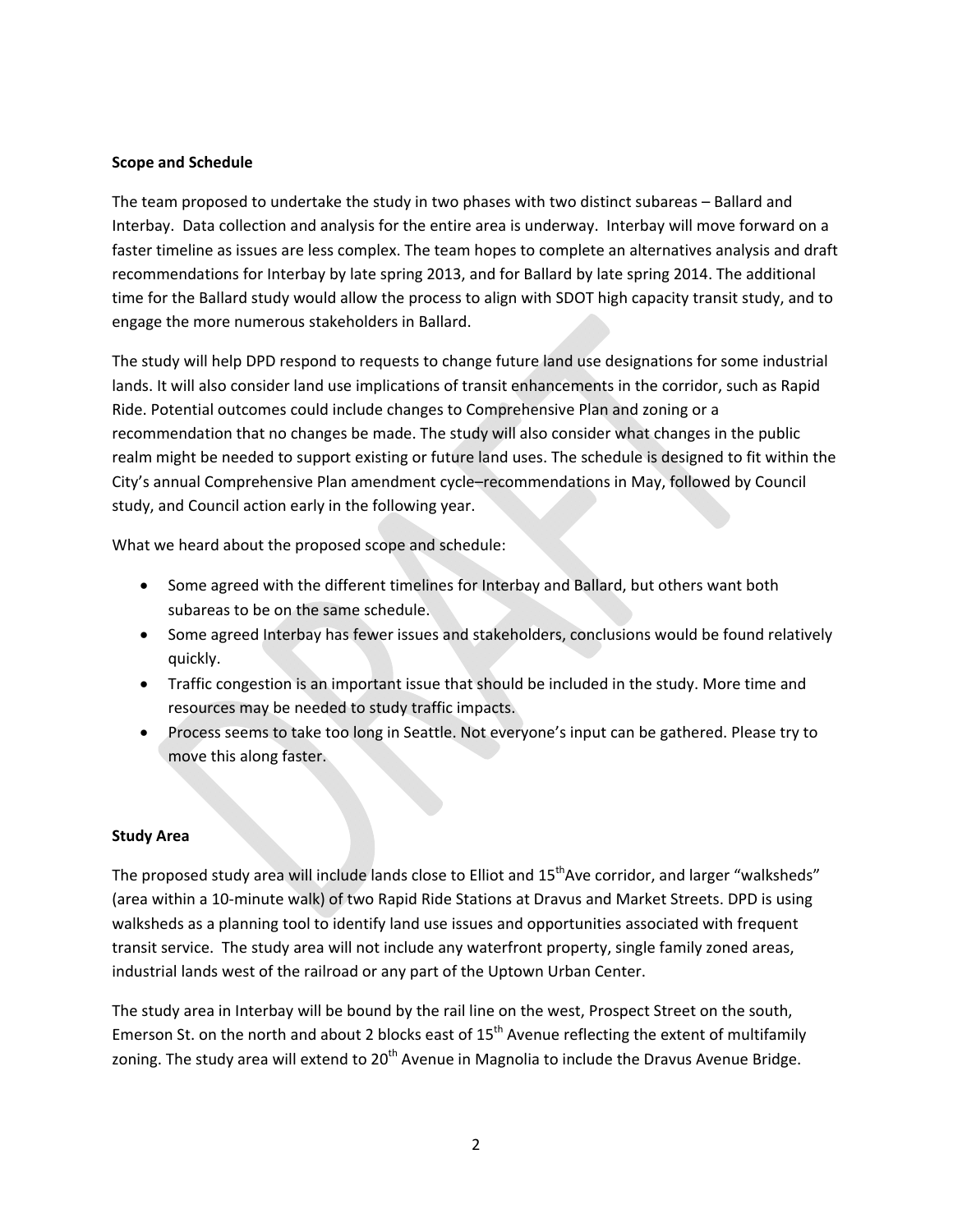**Scope and Schedule**

The team proposed to undertake the study in two phases with two distinct subareas – Ballard and Interbay. Data collection and analysis for the entire area is underway. Interbay will move forward on a faster timeline as issues are less complex. The team hopes to complete an alternatives analysis and draft recommendations for Interbay by late spring 2013, and for Ballard by late spring 2014. The additional time for the Ballard study would allow the process to align with SDOT high capacity transit study, and to engage the more numerous stakeholders in Ballard.

The study will help DPD respond to requests to change future land use designations for some industrial lands. It will also consider land use implications of transit enhancements in the corridor, such as Rapid Ride. Potential outcomes could include changes to Comprehensive Plan and zoning or a recommendation that no changes be made. The study will also consider what changes in the public realm might be needed to support existing or future land uses. The schedule is designed to fit within the City's annual Comprehensive Plan amendment cycle–recommendations in May, followed by Council study, and Council action early in the following year.

What we heard about the proposed scope and schedule:

- Some agreed with the different timelines for Interbay and Ballard, but others want both subareas to be on the same schedule.
- Some agreed Interbay has fewer issues and stakeholders, conclusions would be found relatively quickly.
- Traffic congestion is an important issue that should be included in the study. More time and resources may be needed to study traffic impacts.
- Process seems to take too long in Seattle. Not everyone's input can be gathered. Please try to move this along faster.

**Study Area**

The proposed study area will include lands close to Elliot and 15th Ave corridor, and larger "walksheds" (area within a 10-minute walk) of two Rapid Ride Stations at Dravus and Market Streets. DPD is using walksheds as a planning tool to identify land use issues and opportunities associated with frequent transit service. The study area will not include any waterfront property, single family zoned areas, industrial lands west of the railroad or any part of the Uptown Urban Center.

The study area in Interbay will be bound by the rail line on the west, Prospect Street on the south, Emerson St. on the north and about 2 blocks east of 15th Avenue reflecting the extent of multifamily zoning. The study area will extend to 20th Avenue in Magnolia to include the Dravus Avenue Bridge.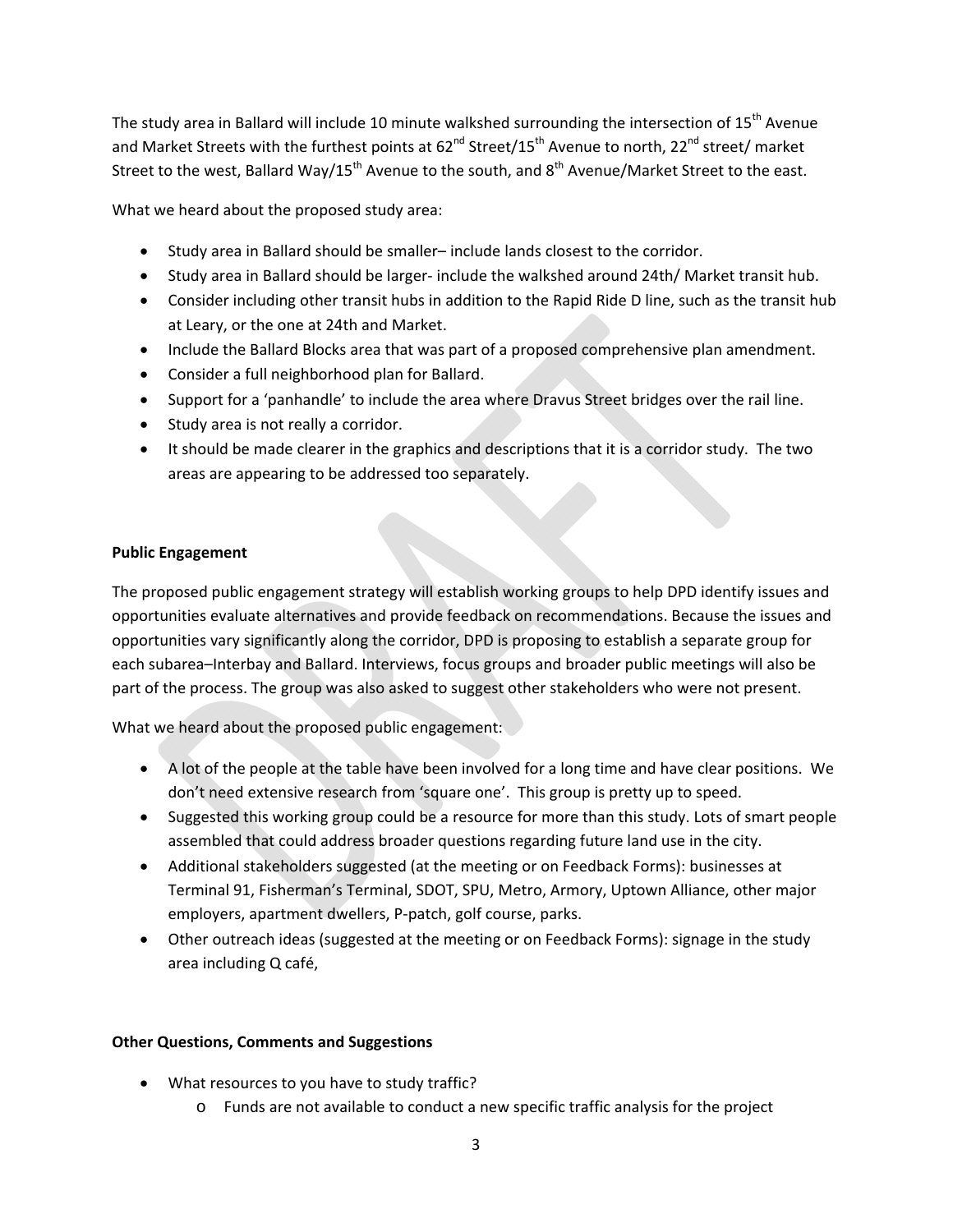The study area in Ballard will include 10 minute walkshed surrounding the intersection of 15th Avenue and Market Streets with the furthest points at 62nd Street/15th Avenue to north, 22nd street/ market Street to the west, Ballard Way/15th Avenue to the south, and 8th Avenue/Market Street to the east.

What we heard about the proposed study area:

- Study area in Ballard should be smaller– include lands closest to the corridor.
- Study area in Ballard should be larger- include the walkshed around 24th/ Market transit hub.
- Consider including other transit hubs in addition to the Rapid Ride D line, such as the transit hub at Leary, or the one at 24th and Market.
- Include the Ballard Blocks area that was part of a proposed comprehensive plan amendment.
- Consider a full neighborhood plan for Ballard.
- Support for a 'panhandle' to include the area where Dravus Street bridges over the rail line.
- Study area is not really a corridor.
- It should be made clearer in the graphics and descriptions that it is a corridor study. The two areas are appearing to be addressed too separately.

**Public Engagement**

The proposed public engagement strategy will establish working groups to help DPD identify issues and opportunities evaluate alternatives and provide feedback on recommendations. Because the issues and opportunities vary significantly along the corridor, DPD is proposing to establish a separate group for each subarea–Interbay and Ballard. Interviews, focus groups and broader public meetings will also be part of the process. The group was also asked to suggest other stakeholders who were not present.

What we heard about the proposed public engagement:

- A lot of the people at the table have been involved for a long time and have clear positions. We don't need extensive research from 'square one'. This group is pretty up to speed.
- Suggested this working group could be a resource for more than this study. Lots of smart people assembled that could address broader questions regarding future land use in the city.
- Additional stakeholders suggested (at the meeting or on Feedback Forms): businesses at Terminal 91, Fisherman's Terminal, SDOT, SPU, Metro, Armory, Uptown Alliance, other major employers, apartment dwellers, P-patch, golf course, parks.
- Other outreach ideas (suggested at the meeting or on Feedback Forms): signage in the study area including Q café,

**Other Questions, Comments and Suggestions**

- What resources to you have to study traffic?
  - Funds are not available to conduct a new specific traffic analysis for the project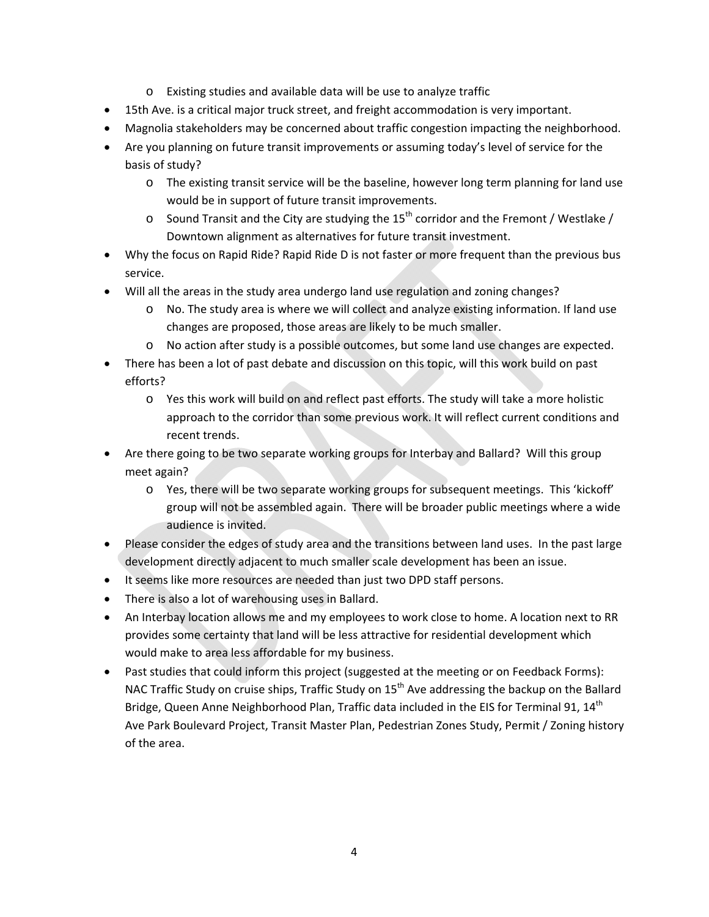- Existing studies and available data will be use to analyze traffic
- 15th Ave. is a critical major truck street, and freight accommodation is very important.
- Magnolia stakeholders may be concerned about traffic congestion impacting the neighborhood.
- Are you planning on future transit improvements or assuming today's level of service for the basis of study?
    - The existing transit service will be the baseline, however long term planning for land use would be in support of future transit improvements.
    - Sound Transit and the City are studying the 15th corridor and the Fremont / Westlake / Downtown alignment as alternatives for future transit investment.
- Why the focus on Rapid Ride? Rapid Ride D is not faster or more frequent than the previous bus service.
- Will all the areas in the study area undergo land use regulation and zoning changes?
    - No. The study area is where we will collect and analyze existing information. If land use changes are proposed, those areas are likely to be much smaller.
    - No action after study is a possible outcomes, but some land use changes are expected.
- There has been a lot of past debate and discussion on this topic, will this work build on past efforts?
    - Yes this work will build on and reflect past efforts. The study will take a more holistic approach to the corridor than some previous work. It will reflect current conditions and recent trends.
- Are there going to be two separate working groups for Interbay and Ballard? Will this group meet again?
    - Yes, there will be two separate working groups for subsequent meetings. This 'kickoff' group will not be assembled again. There will be broader public meetings where a wide audience is invited.
- Please consider the edges of study area and the transitions between land uses. In the past large development directly adjacent to much smaller scale development has been an issue.
- It seems like more resources are needed than just two DPD staff persons.
- There is also a lot of warehousing uses in Ballard.
- An Interbay location allows me and my employees to work close to home. A location next to RR provides some certainty that land will be less attractive for residential development which would make to area less affordable for my business.
- Past studies that could inform this project (suggested at the meeting or on Feedback Forms): NAC Traffic Study on cruise ships, Traffic Study on 15th Ave addressing the backup on the Ballard Bridge, Queen Anne Neighborhood Plan, Traffic data included in the EIS for Terminal 91, 14th Ave Park Boulevard Project, Transit Master Plan, Pedestrian Zones Study, Permit / Zoning history of the area.